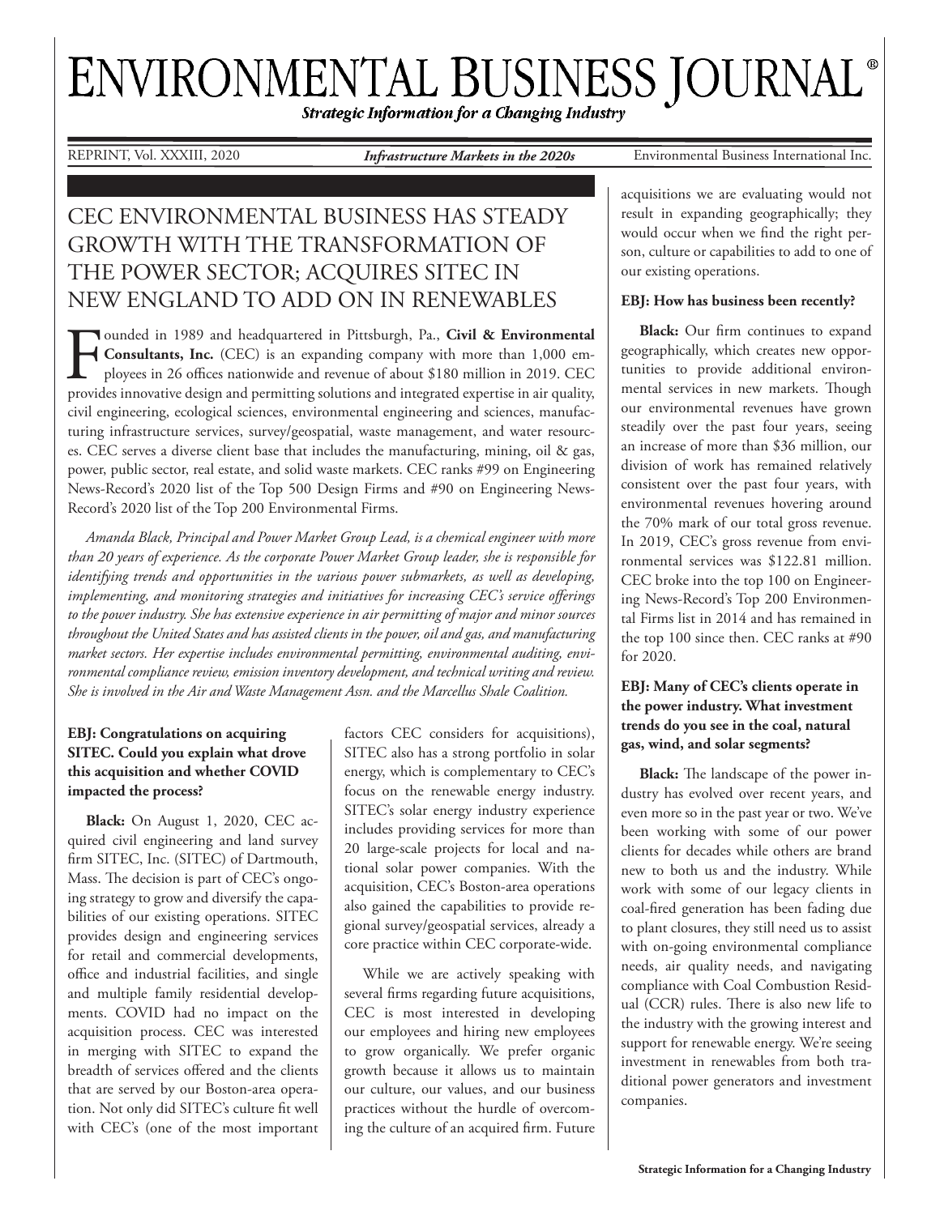# ENVIRONMENTAL BUSINESS JOURNAL®

***Strategic Information for a Changing Industry***

REPRINT, Vol. XXXIII, 2020 — *Infrastructure Markets in the 2020s* — Environmental Business International Inc.

## CEC ENVIRONMENTAL BUSINESS HAS STEADY GROWTH WITH THE TRANSFORMATION OF THE POWER SECTOR; ACQUIRES SITEC IN NEW ENGLAND TO ADD ON IN RENEWABLES

Founded in 1989 and headquartered in Pittsburgh, Pa., **Civil & Environmental Consultants, Inc.** (CEC) is an expanding company with more than 1,000 employees in 26 offices nationwide and revenue of about $180 million in 2019. CEC provides innovative design and permitting solutions and integrated expertise in air quality, civil engineering, ecological sciences, environmental engineering and sciences, manufacturing infrastructure services, survey/geospatial, waste management, and water resources. CEC serves a diverse client base that includes the manufacturing, mining, oil & gas, power, public sector, real estate, and solid waste markets. CEC ranks #99 on Engineering News-Record's 2020 list of the Top 500 Design Firms and #90 on Engineering News-Record's 2020 list of the Top 200 Environmental Firms.

*Amanda Black, Principal and Power Market Group Lead, is a chemical engineer with more than 20 years of experience. As the corporate Power Market Group leader, she is responsible for identifying trends and opportunities in the various power submarkets, as well as developing, implementing, and monitoring strategies and initiatives for increasing CEC's service offerings to the power industry. She has extensive experience in air permitting of major and minor sources throughout the United States and has assisted clients in the power, oil and gas, and manufacturing market sectors. Her expertise includes environmental permitting, environmental auditing, environmental compliance review, emission inventory development, and technical writing and review. She is involved in the Air and Waste Management Assn. and the Marcellus Shale Coalition.*

**EBJ: Congratulations on acquiring SITEC. Could you explain what drove this acquisition and whether COVID impacted the process?**

**Black:** On August 1, 2020, CEC acquired civil engineering and land survey firm SITEC, Inc. (SITEC) of Dartmouth, Mass. The decision is part of CEC's ongoing strategy to grow and diversify the capabilities of our existing operations. SITEC provides design and engineering services for retail and commercial developments, office and industrial facilities, and single and multiple family residential developments. COVID had no impact on the acquisition process. CEC was interested in merging with SITEC to expand the breadth of services offered and the clients that are served by our Boston-area operation. Not only did SITEC's culture fit well with CEC's (one of the most important factors CEC considers for acquisitions), SITEC also has a strong portfolio in solar energy, which is complementary to CEC's focus on the renewable energy industry. SITEC's solar energy industry experience includes providing services for more than 20 large-scale projects for local and national solar power companies. With the acquisition, CEC's Boston-area operations also gained the capabilities to provide regional survey/geospatial services, already a core practice within CEC corporate-wide.

While we are actively speaking with several firms regarding future acquisitions, CEC is most interested in developing our employees and hiring new employees to grow organically. We prefer organic growth because it allows us to maintain our culture, our values, and our business practices without the hurdle of overcoming the culture of an acquired firm. Future acquisitions we are evaluating would not result in expanding geographically; they would occur when we find the right person, culture or capabilities to add to one of our existing operations.

**EBJ: How has business been recently?**

**Black:** Our firm continues to expand geographically, which creates new opportunities to provide additional environmental services in new markets. Though our environmental revenues have grown steadily over the past four years, seeing an increase of more than $36 million, our division of work has remained relatively consistent over the past four years, with environmental revenues hovering around the 70% mark of our total gross revenue. In 2019, CEC's gross revenue from environmental services was $122.81 million. CEC broke into the top 100 on Engineering News-Record's Top 200 Environmental Firms list in 2014 and has remained in the top 100 since then. CEC ranks at #90 for 2020.

**EBJ: Many of CEC's clients operate in the power industry. What investment trends do you see in the coal, natural gas, wind, and solar segments?**

**Black:** The landscape of the power industry has evolved over recent years, and even more so in the past year or two. We've been working with some of our power clients for decades while others are brand new to both us and the industry. While work with some of our legacy clients in coal-fired generation has been fading due to plant closures, they still need us to assist with on-going environmental compliance needs, air quality needs, and navigating compliance with Coal Combustion Residual (CCR) rules. There is also new life to the industry with the growing interest and support for renewable energy. We're seeing investment in renewables from both traditional power generators and investment companies.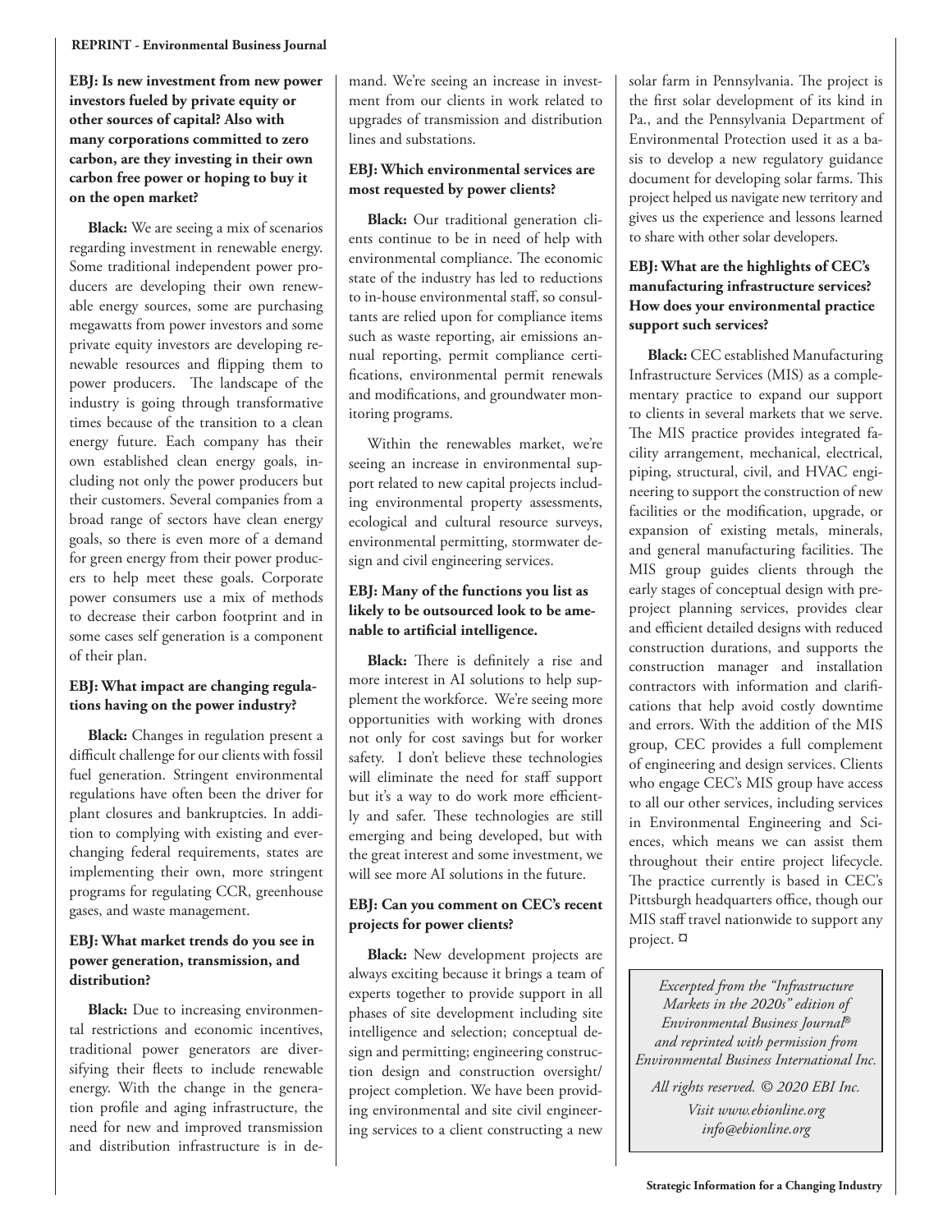**EBJ: Is new investment from new power investors fueled by private equity or other sources of capital? Also with many corporations committed to zero carbon, are they investing in their own carbon free power or hoping to buy it on the open market?**

**Black:** We are seeing a mix of scenarios regarding investment in renewable energy. Some traditional independent power producers are developing their own renewable energy sources, some are purchasing megawatts from power investors and some private equity investors are developing renewable resources and flipping them to power producers. The landscape of the industry is going through transformative times because of the transition to a clean energy future. Each company has their own established clean energy goals, including not only the power producers but their customers. Several companies from a broad range of sectors have clean energy goals, so there is even more of a demand for green energy from their power producers to help meet these goals. Corporate power consumers use a mix of methods to decrease their carbon footprint and in some cases self generation is a component of their plan.

**EBJ: What impact are changing regulations having on the power industry?**

**Black:** Changes in regulation present a difficult challenge for our clients with fossil fuel generation. Stringent environmental regulations have often been the driver for plant closures and bankruptcies. In addition to complying with existing and ever-changing federal requirements, states are implementing their own, more stringent programs for regulating CCR, greenhouse gases, and waste management.

**EBJ: What market trends do you see in power generation, transmission, and distribution?**

**Black:** Due to increasing environmental restrictions and economic incentives, traditional power generators are diversifying their fleets to include renewable energy. With the change in the generation profile and aging infrastructure, the need for new and improved transmission and distribution infrastructure is in demand. We're seeing an increase in investment from our clients in work related to upgrades of transmission and distribution lines and substations.

**EBJ: Which environmental services are most requested by power clients?**

**Black:** Our traditional generation clients continue to be in need of help with environmental compliance. The economic state of the industry has led to reductions to in-house environmental staff, so consultants are relied upon for compliance items such as waste reporting, air emissions annual reporting, permit compliance certifications, environmental permit renewals and modifications, and groundwater monitoring programs.

Within the renewables market, we're seeing an increase in environmental support related to new capital projects including environmental property assessments, ecological and cultural resource surveys, environmental permitting, stormwater design and civil engineering services.

**EBJ: Many of the functions you list as likely to be outsourced look to be amenable to artificial intelligence.**

**Black:** There is definitely a rise and more interest in AI solutions to help supplement the workforce. We're seeing more opportunities with working with drones not only for cost savings but for worker safety. I don't believe these technologies will eliminate the need for staff support but it's a way to do work more efficiently and safer. These technologies are still emerging and being developed, but with the great interest and some investment, we will see more AI solutions in the future.

**EBJ: Can you comment on CEC's recent projects for power clients?**

**Black:** New development projects are always exciting because it brings a team of experts together to provide support in all phases of site development including site intelligence and selection; conceptual design and permitting; engineering construction design and construction oversight/project completion. We have been providing environmental and site civil engineering services to a client constructing a new solar farm in Pennsylvania. The project is the first solar development of its kind in Pa., and the Pennsylvania Department of Environmental Protection used it as a basis to develop a new regulatory guidance document for developing solar farms. This project helped us navigate new territory and gives us the experience and lessons learned to share with other solar developers.

**EBJ: What are the highlights of CEC's manufacturing infrastructure services? How does your environmental practice support such services?**

**Black:** CEC established Manufacturing Infrastructure Services (MIS) as a complementary practice to expand our support to clients in several markets that we serve. The MIS practice provides integrated facility arrangement, mechanical, electrical, piping, structural, civil, and HVAC engineering to support the construction of new facilities or the modification, upgrade, or expansion of existing metals, minerals, and general manufacturing facilities. The MIS group guides clients through the early stages of conceptual design with pre-project planning services, provides clear and efficient detailed designs with reduced construction durations, and supports the construction manager and installation contractors with information and clarifications that help avoid costly downtime and errors. With the addition of the MIS group, CEC provides a full complement of engineering and design services. Clients who engage CEC's MIS group have access to all our other services, including services in Environmental Engineering and Sciences, which means we can assist them throughout their entire project lifecycle. The practice currently is based in CEC's Pittsburgh headquarters office, though our MIS staff travel nationwide to support any project. ¤

*Excerpted from the "Infrastructure Markets in the 2020s" edition of Environmental Business Journal® and reprinted with permission from Environmental Business International Inc.*

*All rights reserved. © 2020 EBI Inc.*

*Visit www.ebionline.org*
*info@ebionline.org*